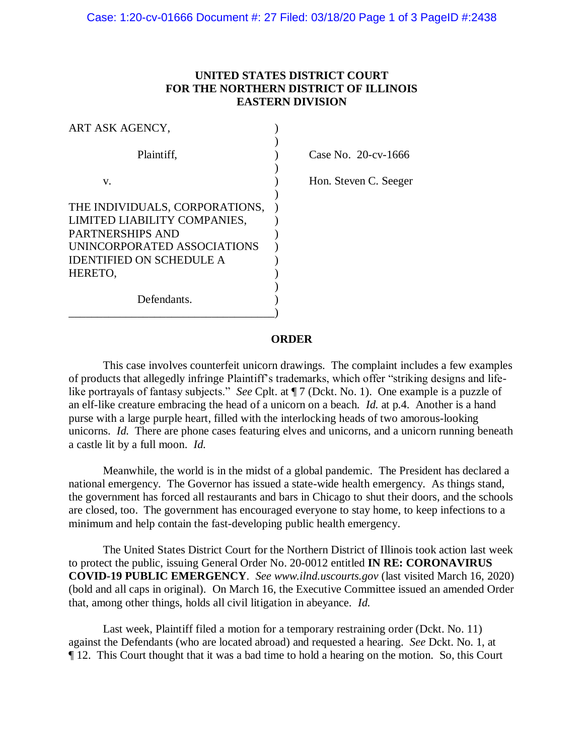**UNITED STATES DISTRICT COURT
FOR THE NORTHERN DISTRICT OF ILLINOIS
EASTERN DIVISION**

| | | |
|---|---|---|
| ART ASK AGENCY, | ) | |
| | ) | |
| Plaintiff, | ) | Case No. 20-cv-1666 |
| | ) | |
| v. | ) | Hon. Steven C. Seeger |
| | ) | |
| THE INDIVIDUALS, CORPORATIONS, LIMITED LIABILITY COMPANIES, PARTNERSHIPS AND UNINCORPORATED ASSOCIATIONS IDENTIFIED ON SCHEDULE A HERETO, | ) | |
| | ) | |
| Defendants. | ) | |

**ORDER**

This case involves counterfeit unicorn drawings. The complaint includes a few examples of products that allegedly infringe Plaintiff's trademarks, which offer "striking designs and life-like portrayals of fantasy subjects." *See* Cplt. at ¶ 7 (Dckt. No. 1). One example is a puzzle of an elf-like creature embracing the head of a unicorn on a beach. *Id.* at p.4. Another is a hand purse with a large purple heart, filled with the interlocking heads of two amorous-looking unicorns. *Id.* There are phone cases featuring elves and unicorns, and a unicorn running beneath a castle lit by a full moon. *Id.*

Meanwhile, the world is in the midst of a global pandemic. The President has declared a national emergency. The Governor has issued a state-wide health emergency. As things stand, the government has forced all restaurants and bars in Chicago to shut their doors, and the schools are closed, too. The government has encouraged everyone to stay home, to keep infections to a minimum and help contain the fast-developing public health emergency.

The United States District Court for the Northern District of Illinois took action last week to protect the public, issuing General Order No. 20-0012 entitled **IN RE: CORONAVIRUS COVID-19 PUBLIC EMERGENCY**. *See www.ilnd.uscourts.gov* (last visited March 16, 2020) (bold and all caps in original). On March 16, the Executive Committee issued an amended Order that, among other things, holds all civil litigation in abeyance. *Id.*

Last week, Plaintiff filed a motion for a temporary restraining order (Dckt. No. 11) against the Defendants (who are located abroad) and requested a hearing. *See* Dckt. No. 1, at ¶ 12. This Court thought that it was a bad time to hold a hearing on the motion. So, this Court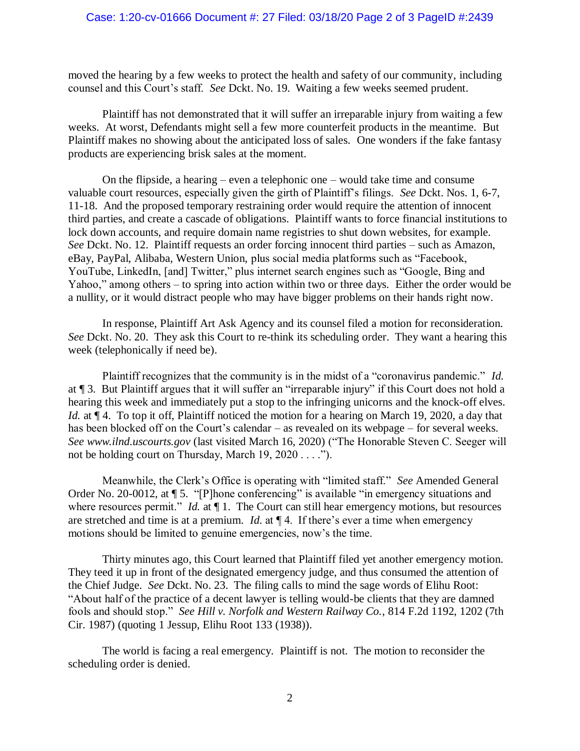moved the hearing by a few weeks to protect the health and safety of our community, including counsel and this Court's staff. *See* Dckt. No. 19. Waiting a few weeks seemed prudent.

Plaintiff has not demonstrated that it will suffer an irreparable injury from waiting a few weeks. At worst, Defendants might sell a few more counterfeit products in the meantime. But Plaintiff makes no showing about the anticipated loss of sales. One wonders if the fake fantasy products are experiencing brisk sales at the moment.

On the flipside, a hearing – even a telephonic one – would take time and consume valuable court resources, especially given the girth of Plaintiff's filings. *See* Dckt. Nos. 1, 6-7, 11-18. And the proposed temporary restraining order would require the attention of innocent third parties, and create a cascade of obligations. Plaintiff wants to force financial institutions to lock down accounts, and require domain name registries to shut down websites, for example. *See* Dckt. No. 12. Plaintiff requests an order forcing innocent third parties – such as Amazon, eBay, PayPal, Alibaba, Western Union, plus social media platforms such as "Facebook, YouTube, LinkedIn, [and] Twitter," plus internet search engines such as "Google, Bing and Yahoo," among others – to spring into action within two or three days. Either the order would be a nullity, or it would distract people who may have bigger problems on their hands right now.

In response, Plaintiff Art Ask Agency and its counsel filed a motion for reconsideration. *See* Dckt. No. 20. They ask this Court to re-think its scheduling order. They want a hearing this week (telephonically if need be).

Plaintiff recognizes that the community is in the midst of a "coronavirus pandemic." *Id.* at ¶ 3. But Plaintiff argues that it will suffer an "irreparable injury" if this Court does not hold a hearing this week and immediately put a stop to the infringing unicorns and the knock-off elves. *Id.* at ¶ 4. To top it off, Plaintiff noticed the motion for a hearing on March 19, 2020, a day that has been blocked off on the Court's calendar – as revealed on its webpage – for several weeks. *See www.ilnd.uscourts.gov* (last visited March 16, 2020) ("The Honorable Steven C. Seeger will not be holding court on Thursday, March 19, 2020 . . . .").

Meanwhile, the Clerk's Office is operating with "limited staff." *See* Amended General Order No. 20-0012, at ¶ 5. "[P]hone conferencing" is available "in emergency situations and where resources permit." *Id.* at ¶ 1. The Court can still hear emergency motions, but resources are stretched and time is at a premium. *Id.* at ¶ 4. If there's ever a time when emergency motions should be limited to genuine emergencies, now's the time.

Thirty minutes ago, this Court learned that Plaintiff filed yet another emergency motion. They teed it up in front of the designated emergency judge, and thus consumed the attention of the Chief Judge. *See* Dckt. No. 23. The filing calls to mind the sage words of Elihu Root: "About half of the practice of a decent lawyer is telling would-be clients that they are damned fools and should stop." *See Hill v. Norfolk and Western Railway Co.*, 814 F.2d 1192, 1202 (7th Cir. 1987) (quoting 1 Jessup, Elihu Root 133 (1938)).

The world is facing a real emergency. Plaintiff is not. The motion to reconsider the scheduling order is denied.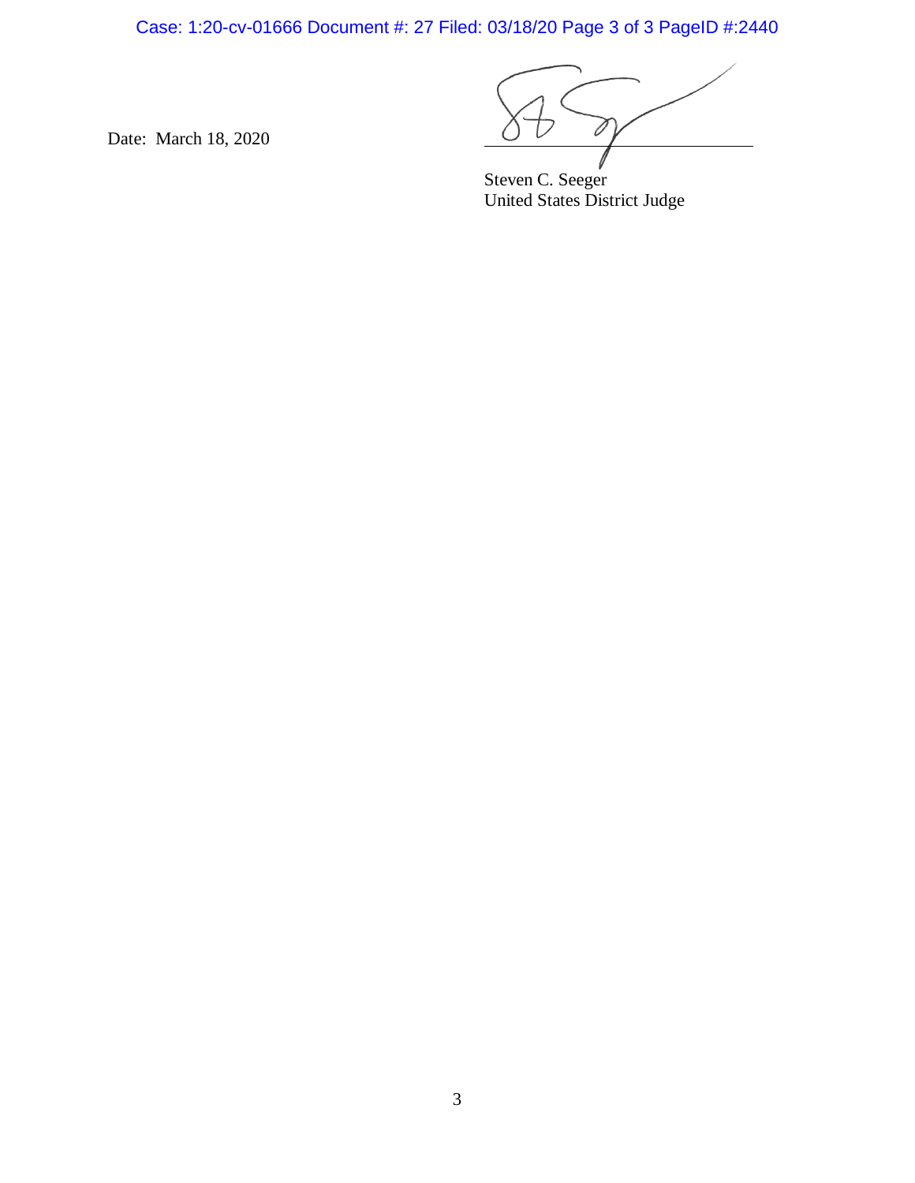Date: March 18, 2020

Steven C. Seeger
United States District Judge